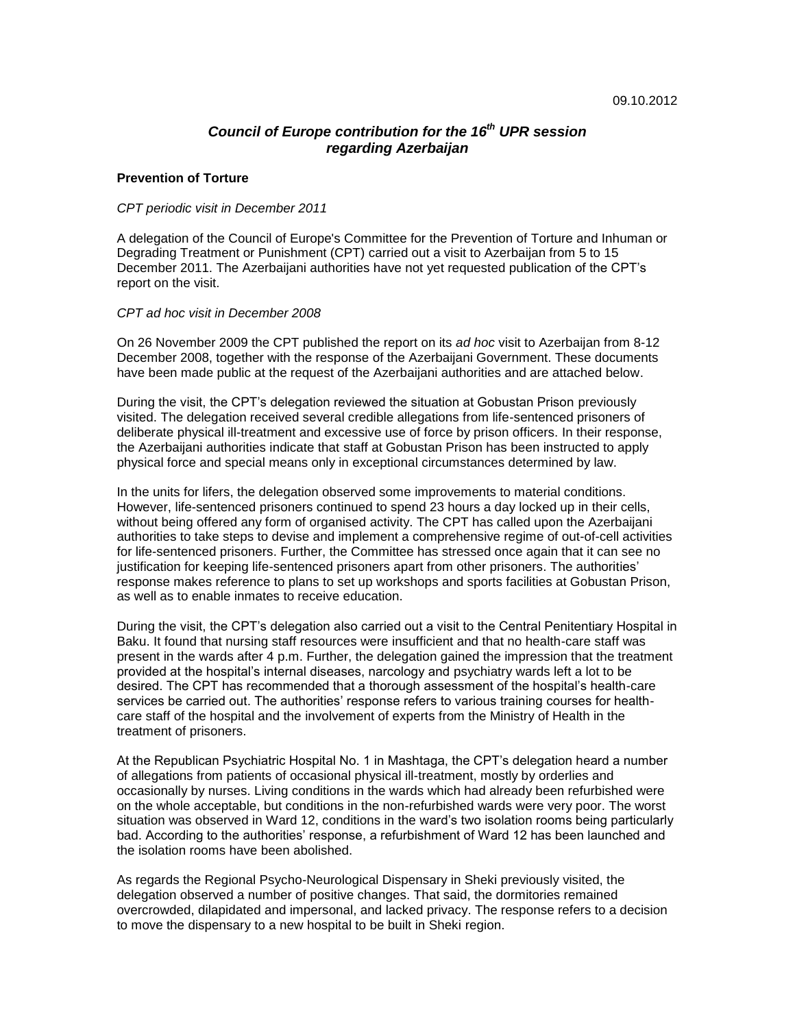09.10.2012

# *Council of Europe contribution for the 16th UPR session regarding Azerbaijan*

**Prevention of Torture**

*CPT periodic visit in December 2011*

A delegation of the Council of Europe's Committee for the Prevention of Torture and Inhuman or Degrading Treatment or Punishment (CPT) carried out a visit to Azerbaijan from 5 to 15 December 2011. The Azerbaijani authorities have not yet requested publication of the CPT's report on the visit.

*CPT ad hoc visit in December 2008*

On 26 November 2009 the CPT published the report on its *ad hoc* visit to Azerbaijan from 8-12 December 2008, together with the response of the Azerbaijani Government. These documents have been made public at the request of the Azerbaijani authorities and are attached below.

During the visit, the CPT's delegation reviewed the situation at Gobustan Prison previously visited. The delegation received several credible allegations from life-sentenced prisoners of deliberate physical ill-treatment and excessive use of force by prison officers. In their response, the Azerbaijani authorities indicate that staff at Gobustan Prison has been instructed to apply physical force and special means only in exceptional circumstances determined by law.

In the units for lifers, the delegation observed some improvements to material conditions. However, life-sentenced prisoners continued to spend 23 hours a day locked up in their cells, without being offered any form of organised activity. The CPT has called upon the Azerbaijani authorities to take steps to devise and implement a comprehensive regime of out-of-cell activities for life-sentenced prisoners. Further, the Committee has stressed once again that it can see no justification for keeping life-sentenced prisoners apart from other prisoners. The authorities' response makes reference to plans to set up workshops and sports facilities at Gobustan Prison, as well as to enable inmates to receive education.

During the visit, the CPT's delegation also carried out a visit to the Central Penitentiary Hospital in Baku. It found that nursing staff resources were insufficient and that no health-care staff was present in the wards after 4 p.m. Further, the delegation gained the impression that the treatment provided at the hospital's internal diseases, narcology and psychiatry wards left a lot to be desired. The CPT has recommended that a thorough assessment of the hospital's health-care services be carried out. The authorities' response refers to various training courses for health-care staff of the hospital and the involvement of experts from the Ministry of Health in the treatment of prisoners.

At the Republican Psychiatric Hospital No. 1 in Mashtaga, the CPT's delegation heard a number of allegations from patients of occasional physical ill-treatment, mostly by orderlies and occasionally by nurses. Living conditions in the wards which had already been refurbished were on the whole acceptable, but conditions in the non-refurbished wards were very poor. The worst situation was observed in Ward 12, conditions in the ward's two isolation rooms being particularly bad. According to the authorities' response, a refurbishment of Ward 12 has been launched and the isolation rooms have been abolished.

As regards the Regional Psycho-Neurological Dispensary in Sheki previously visited, the delegation observed a number of positive changes. That said, the dormitories remained overcrowded, dilapidated and impersonal, and lacked privacy. The response refers to a decision to move the dispensary to a new hospital to be built in Sheki region.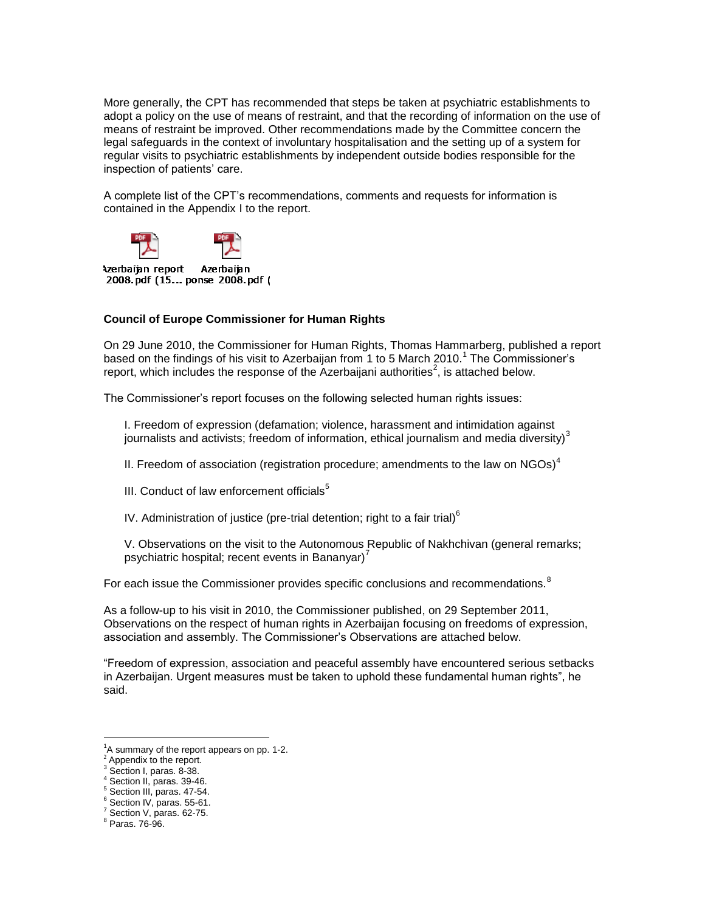More generally, the CPT has recommended that steps be taken at psychiatric establishments to adopt a policy on the use of means of restraint, and that the recording of information on the use of means of restraint be improved. Other recommendations made by the Committee concern the legal safeguards in the context of involuntary hospitalisation and the setting up of a system for regular visits to psychiatric establishments by independent outside bodies responsible for the inspection of patients' care.

A complete list of the CPT's recommendations, comments and requests for information is contained in the Appendix I to the report.

Azerbaijan report 2008.pdf (15... Azerbaijan ponse 2008.pdf (

**Council of Europe Commissioner for Human Rights**

On 29 June 2010, the Commissioner for Human Rights, Thomas Hammarberg, published a report based on the findings of his visit to Azerbaijan from 1 to 5 March 2010.[1] The Commissioner's report, which includes the response of the Azerbaijani authorities[2], is attached below.

The Commissioner's report focuses on the following selected human rights issues:

I. Freedom of expression (defamation; violence, harassment and intimidation against journalists and activists; freedom of information, ethical journalism and media diversity)[3]

II. Freedom of association (registration procedure; amendments to the law on NGOs)[4]

III. Conduct of law enforcement officials[5]

IV. Administration of justice (pre-trial detention; right to a fair trial)[6]

V. Observations on the visit to the Autonomous Republic of Nakhchivan (general remarks; psychiatric hospital; recent events in Bananyar)[7]

For each issue the Commissioner provides specific conclusions and recommendations.[8]

As a follow-up to his visit in 2010, the Commissioner published, on 29 September 2011, Observations on the respect of human rights in Azerbaijan focusing on freedoms of expression, association and assembly. The Commissioner's Observations are attached below.

"Freedom of expression, association and peaceful assembly have encountered serious setbacks in Azerbaijan. Urgent measures must be taken to uphold these fundamental human rights", he said.

---

[1] A summary of the report appears on pp. 1-2.
[2] Appendix to the report.
[3] Section I, paras. 8-38.
[4] Section II, paras. 39-46.
[5] Section III, paras. 47-54.
[6] Section IV, paras. 55-61.
[7] Section V, paras. 62-75.
[8] Paras. 76-96.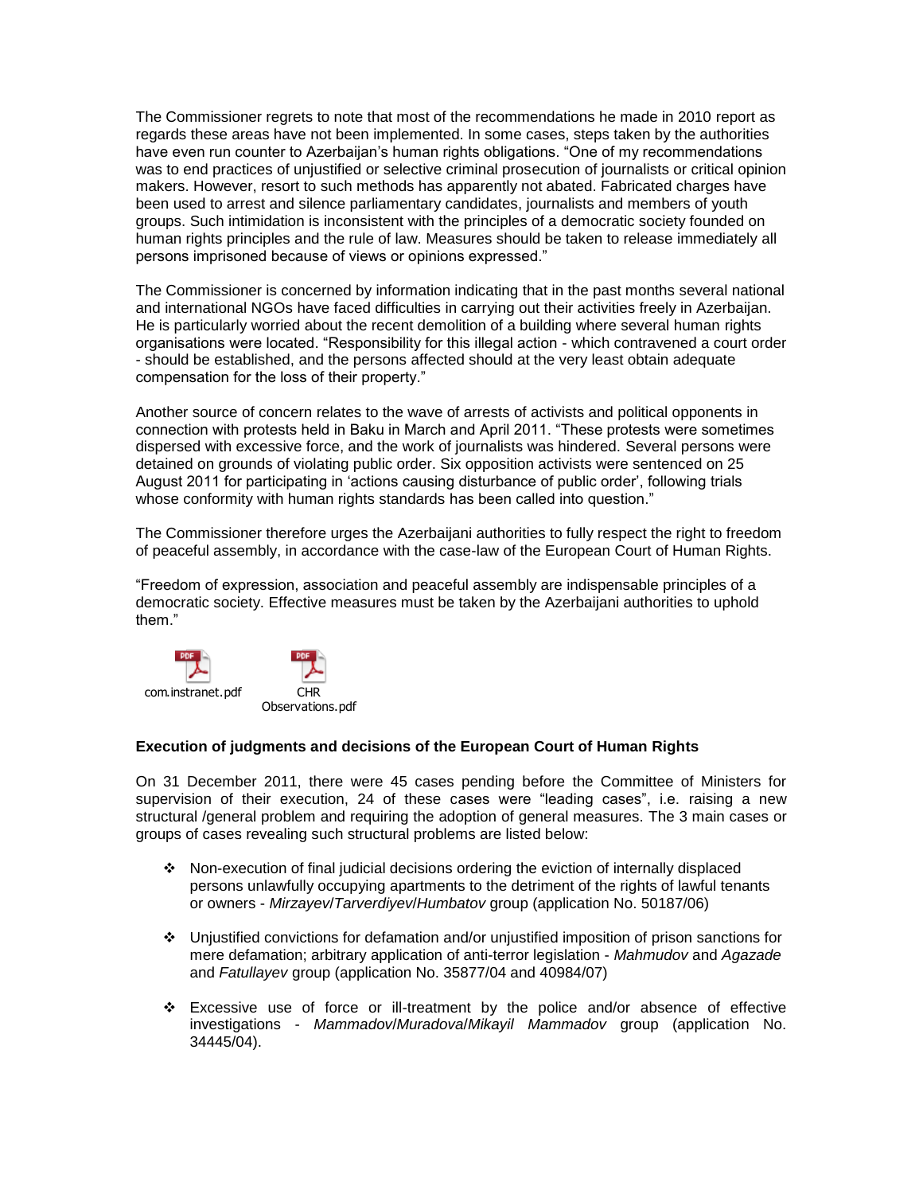The Commissioner regrets to note that most of the recommendations he made in 2010 report as regards these areas have not been implemented. In some cases, steps taken by the authorities have even run counter to Azerbaijan's human rights obligations. "One of my recommendations was to end practices of unjustified or selective criminal prosecution of journalists or critical opinion makers. However, resort to such methods has apparently not abated. Fabricated charges have been used to arrest and silence parliamentary candidates, journalists and members of youth groups. Such intimidation is inconsistent with the principles of a democratic society founded on human rights principles and the rule of law. Measures should be taken to release immediately all persons imprisoned because of views or opinions expressed."

The Commissioner is concerned by information indicating that in the past months several national and international NGOs have faced difficulties in carrying out their activities freely in Azerbaijan. He is particularly worried about the recent demolition of a building where several human rights organisations were located. "Responsibility for this illegal action - which contravened a court order - should be established, and the persons affected should at the very least obtain adequate compensation for the loss of their property."

Another source of concern relates to the wave of arrests of activists and political opponents in connection with protests held in Baku in March and April 2011. "These protests were sometimes dispersed with excessive force, and the work of journalists was hindered. Several persons were detained on grounds of violating public order. Six opposition activists were sentenced on 25 August 2011 for participating in 'actions causing disturbance of public order', following trials whose conformity with human rights standards has been called into question."

The Commissioner therefore urges the Azerbaijani authorities to fully respect the right to freedom of peaceful assembly, in accordance with the case-law of the European Court of Human Rights.

"Freedom of expression, association and peaceful assembly are indispensable principles of a democratic society. Effective measures must be taken by the Azerbaijani authorities to uphold them."

com.instranet.pdf CHR Observations.pdf

**Execution of judgments and decisions of the European Court of Human Rights**

On 31 December 2011, there were 45 cases pending before the Committee of Ministers for supervision of their execution, 24 of these cases were "leading cases", i.e. raising a new structural /general problem and requiring the adoption of general measures. The 3 main cases or groups of cases revealing such structural problems are listed below:

- Non-execution of final judicial decisions ordering the eviction of internally displaced persons unlawfully occupying apartments to the detriment of the rights of lawful tenants or owners - *Mirzayev*/*Tarverdiyev*/*Humbatov* group (application No. 50187/06)
- Unjustified convictions for defamation and/or unjustified imposition of prison sanctions for mere defamation; arbitrary application of anti-terror legislation - *Mahmudov* and *Agazade* and *Fatullayev* group (application No. 35877/04 and 40984/07)
- Excessive use of force or ill-treatment by the police and/or absence of effective investigations - *Mammadov*/*Muradova*/*Mikayil Mammadov* group (application No. 34445/04).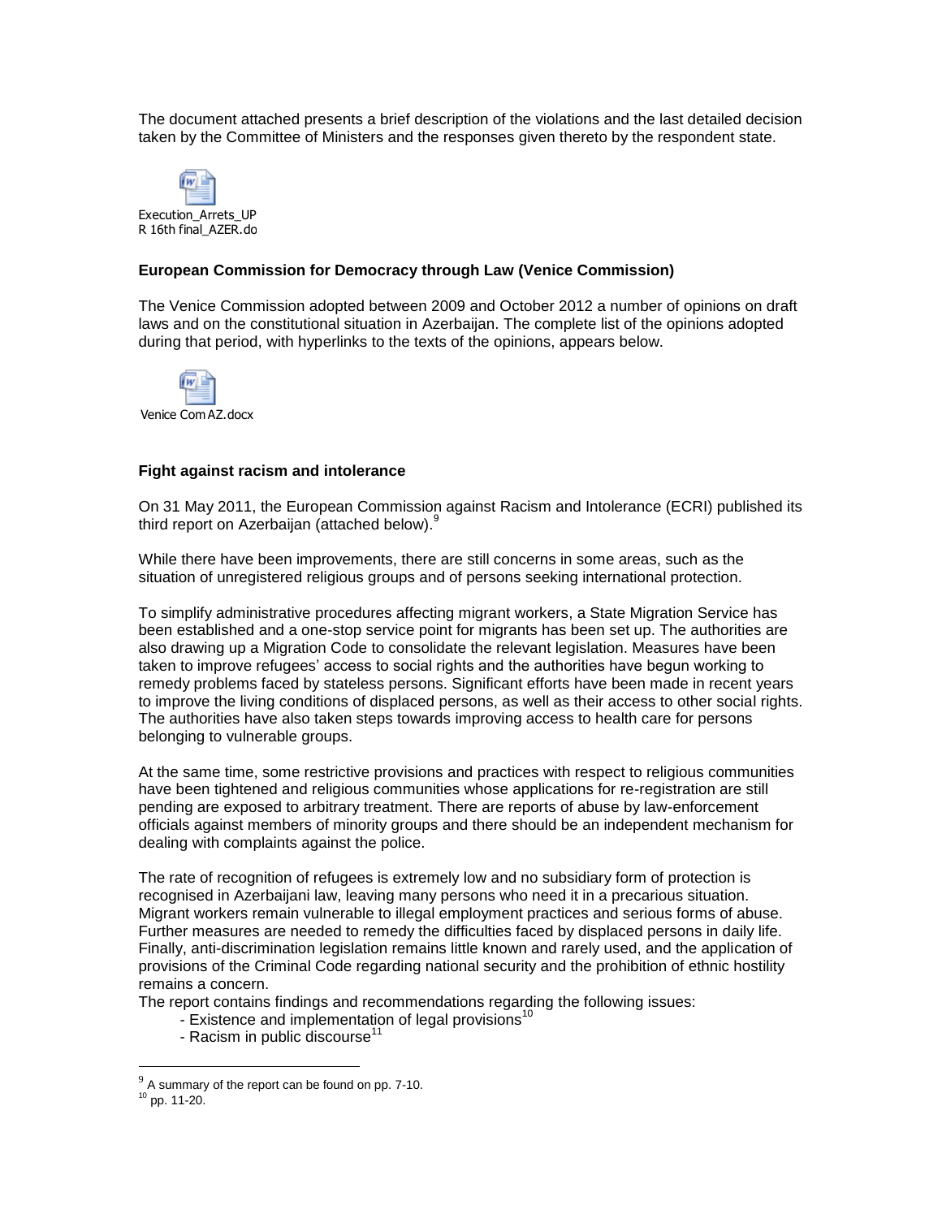The document attached presents a brief description of the violations and the last detailed decision taken by the Committee of Ministers and the responses given thereto by the respondent state.

Execution_Arrets_UPR 16th final_AZER.do

**European Commission for Democracy through Law (Venice Commission)**

The Venice Commission adopted between 2009 and October 2012 a number of opinions on draft laws and on the constitutional situation in Azerbaijan. The complete list of the opinions adopted during that period, with hyperlinks to the texts of the opinions, appears below.

Venice Com AZ.docx

**Fight against racism and intolerance**

On 31 May 2011, the European Commission against Racism and Intolerance (ECRI) published its third report on Azerbaijan (attached below).[9]

While there have been improvements, there are still concerns in some areas, such as the situation of unregistered religious groups and of persons seeking international protection.

To simplify administrative procedures affecting migrant workers, a State Migration Service has been established and a one-stop service point for migrants has been set up. The authorities are also drawing up a Migration Code to consolidate the relevant legislation. Measures have been taken to improve refugees' access to social rights and the authorities have begun working to remedy problems faced by stateless persons. Significant efforts have been made in recent years to improve the living conditions of displaced persons, as well as their access to other social rights. The authorities have also taken steps towards improving access to health care for persons belonging to vulnerable groups.

At the same time, some restrictive provisions and practices with respect to religious communities have been tightened and religious communities whose applications for re-registration are still pending are exposed to arbitrary treatment. There are reports of abuse by law-enforcement officials against members of minority groups and there should be an independent mechanism for dealing with complaints against the police.

The rate of recognition of refugees is extremely low and no subsidiary form of protection is recognised in Azerbaijani law, leaving many persons who need it in a precarious situation. Migrant workers remain vulnerable to illegal employment practices and serious forms of abuse. Further measures are needed to remedy the difficulties faced by displaced persons in daily life. Finally, anti-discrimination legislation remains little known and rarely used, and the application of provisions of the Criminal Code regarding national security and the prohibition of ethnic hostility remains a concern.

The report contains findings and recommendations regarding the following issues:

- Existence and implementation of legal provisions[10]
- Racism in public discourse[11]

[9] A summary of the report can be found on pp. 7-10.

[10] pp. 11-20.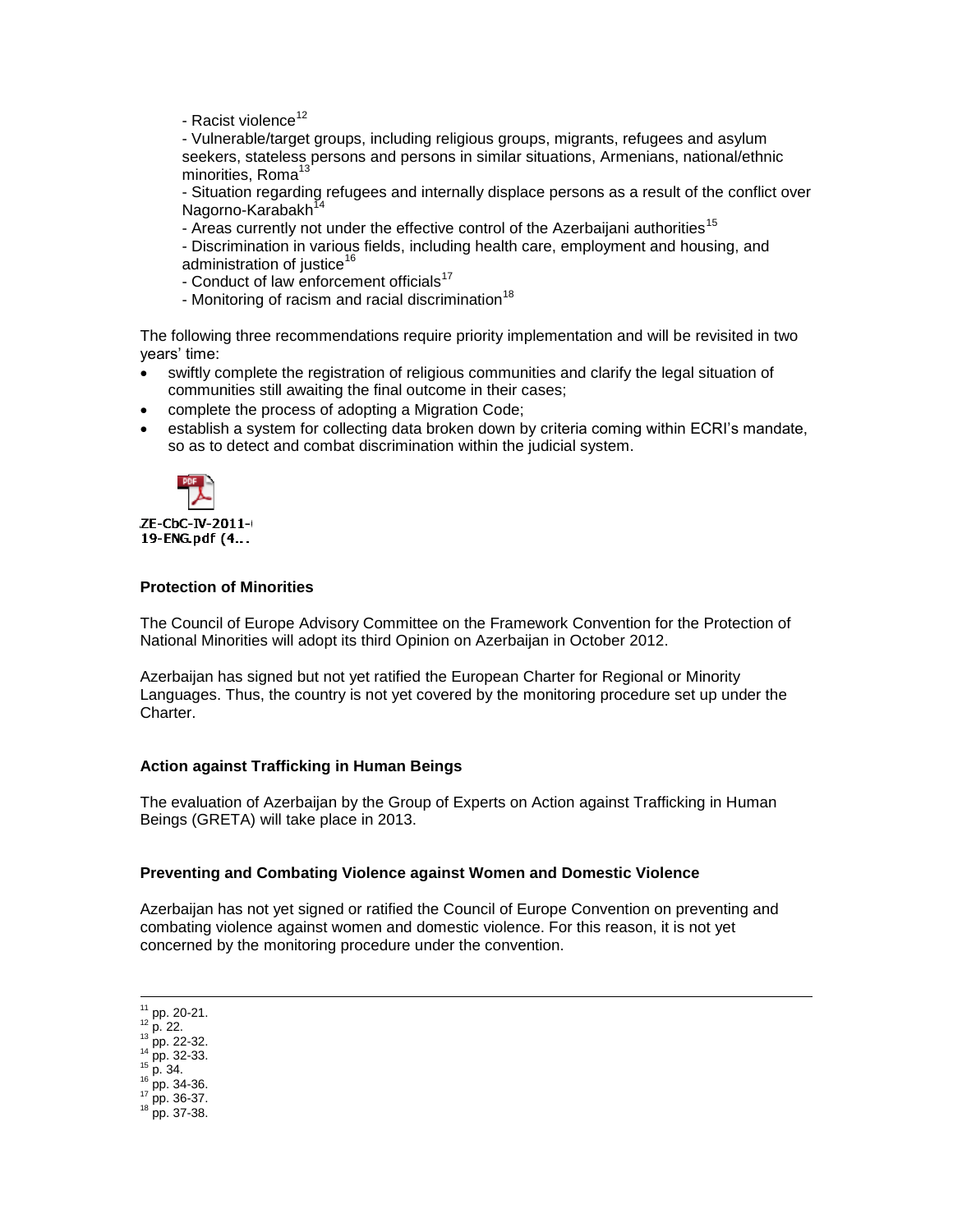- Racist violence[12]

- Vulnerable/target groups, including religious groups, migrants, refugees and asylum seekers, stateless persons and persons in similar situations, Armenians, national/ethnic minorities, Roma[13]

- Situation regarding refugees and internally displace persons as a result of the conflict over Nagorno-Karabakh[14]

- Areas currently not under the effective control of the Azerbaijani authorities[15]

- Discrimination in various fields, including health care, employment and housing, and administration of justice[16]

- Conduct of law enforcement officials[17]

- Monitoring of racism and racial discrimination[18]

The following three recommendations require priority implementation and will be revisited in two years' time:

- swiftly complete the registration of religious communities and clarify the legal situation of communities still awaiting the final outcome in their cases;
- complete the process of adopting a Migration Code;
- establish a system for collecting data broken down by criteria coming within ECRI's mandate, so as to detect and combat discrimination within the judicial system.

ZE-CbC-IV-2011-019-ENG.pdf (4...

**Protection of Minorities**

The Council of Europe Advisory Committee on the Framework Convention for the Protection of National Minorities will adopt its third Opinion on Azerbaijan in October 2012.

Azerbaijan has signed but not yet ratified the European Charter for Regional or Minority Languages. Thus, the country is not yet covered by the monitoring procedure set up under the Charter.

**Action against Trafficking in Human Beings**

The evaluation of Azerbaijan by the Group of Experts on Action against Trafficking in Human Beings (GRETA) will take place in 2013.

**Preventing and Combating Violence against Women and Domestic Violence**

Azerbaijan has not yet signed or ratified the Council of Europe Convention on preventing and combating violence against women and domestic violence. For this reason, it is not yet concerned by the monitoring procedure under the convention.

---

[11] pp. 20-21.
[12] p. 22.
[13] pp. 22-32.
[14] pp. 32-33.
[15] p. 34.
[16] pp. 34-36.
[17] pp. 36-37.
[18] pp. 37-38.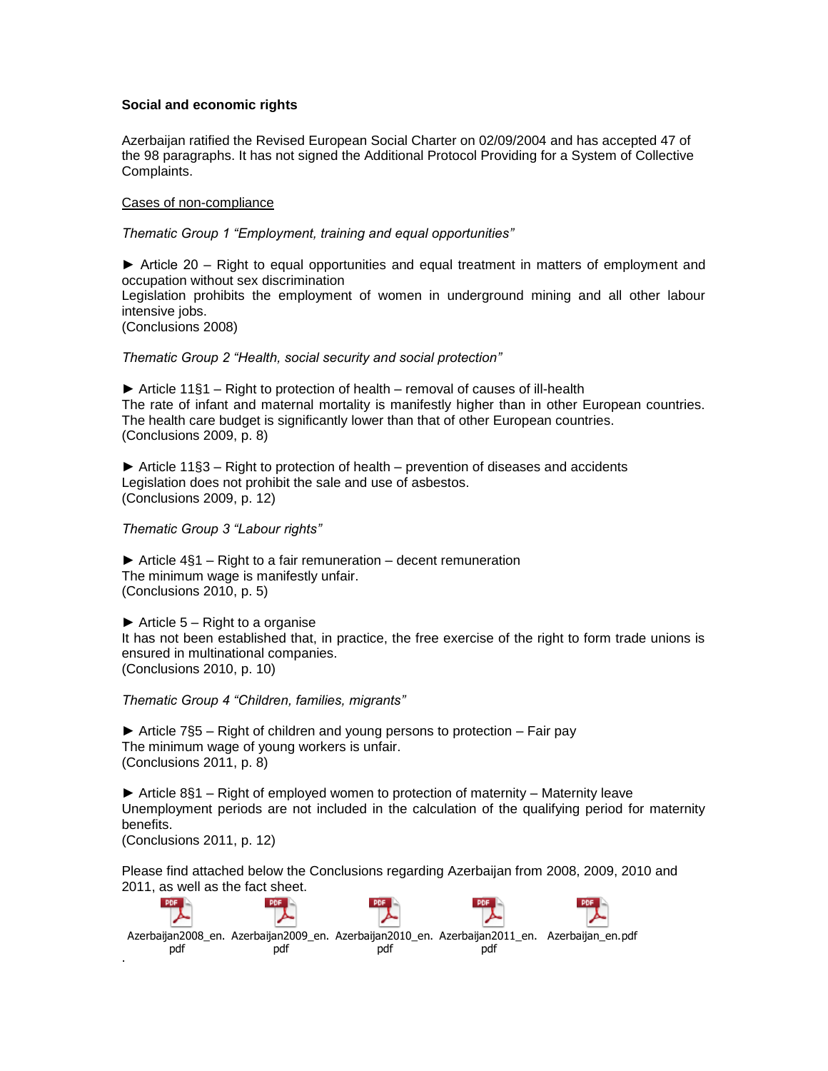**Social and economic rights**

Azerbaijan ratified the Revised European Social Charter on 02/09/2004 and has accepted 47 of the 98 paragraphs. It has not signed the Additional Protocol Providing for a System of Collective Complaints.

Cases of non-compliance

*Thematic Group 1 “Employment, training and equal opportunities”*

► Article 20 – Right to equal opportunities and equal treatment in matters of employment and occupation without sex discrimination
Legislation prohibits the employment of women in underground mining and all other labour intensive jobs.
(Conclusions 2008)

*Thematic Group 2 “Health, social security and social protection”*

► Article 11§1 – Right to protection of health – removal of causes of ill-health
The rate of infant and maternal mortality is manifestly higher than in other European countries. The health care budget is significantly lower than that of other European countries.
(Conclusions 2009, p. 8)

► Article 11§3 – Right to protection of health – prevention of diseases and accidents
Legislation does not prohibit the sale and use of asbestos.
(Conclusions 2009, p. 12)

*Thematic Group 3 “Labour rights”*

► Article 4§1 – Right to a fair remuneration – decent remuneration
The minimum wage is manifestly unfair.
(Conclusions 2010, p. 5)

► Article 5 – Right to a organise
It has not been established that, in practice, the free exercise of the right to form trade unions is ensured in multinational companies.
(Conclusions 2010, p. 10)

*Thematic Group 4 “Children, families, migrants”*

► Article 7§5 – Right of children and young persons to protection – Fair pay
The minimum wage of young workers is unfair.
(Conclusions 2011, p. 8)

► Article 8§1 – Right of employed women to protection of maternity – Maternity leave
Unemployment periods are not included in the calculation of the qualifying period for maternity benefits.
(Conclusions 2011, p. 12)

Please find attached below the Conclusions regarding Azerbaijan from 2008, 2009, 2010 and 2011, as well as the fact sheet.

Azerbaijan2008_en.pdf Azerbaijan2009_en.pdf Azerbaijan2010_en.pdf Azerbaijan2011_en.pdf Azerbaijan_en.pdf